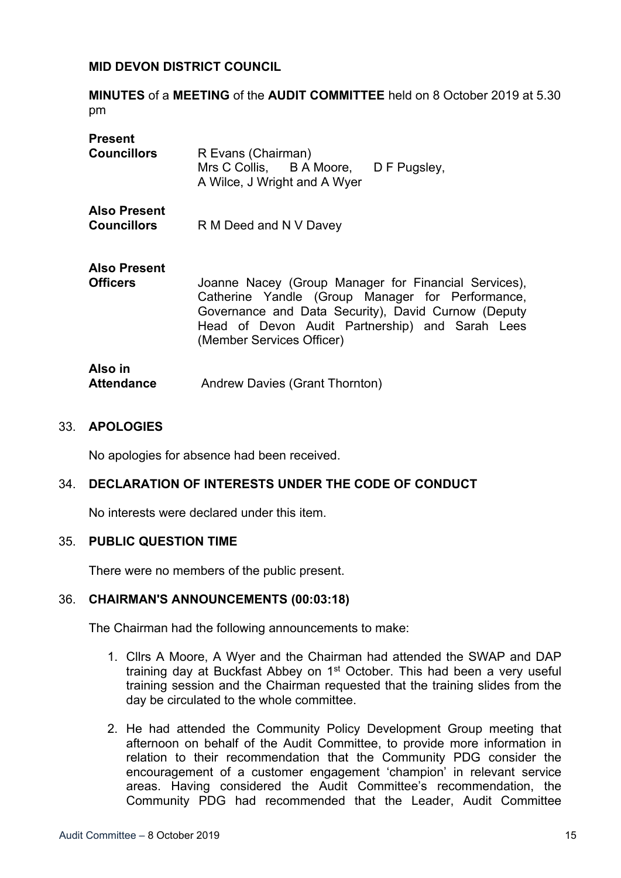**MID DEVON DISTRICT COUNCIL**

**MINUTES** of a **MEETING** of the **AUDIT COMMITTEE** held on 8 October 2019 at 5.30 pm

| | |
|---|---|
| **Present Councillors** | R Evans (Chairman) Mrs C Collis, B A Moore, D F Pugsley, A Wilce, J Wright and A Wyer |
| **Also Present Councillors** | R M Deed and N V Davey |
| **Also Present Officers** | Joanne Nacey (Group Manager for Financial Services), Catherine Yandle (Group Manager for Performance, Governance and Data Security), David Curnow (Deputy Head of Devon Audit Partnership) and Sarah Lees (Member Services Officer) |
| **Also in Attendance** | Andrew Davies (Grant Thornton) |

## 33. APOLOGIES

No apologies for absence had been received.

## 34. DECLARATION OF INTERESTS UNDER THE CODE OF CONDUCT

No interests were declared under this item.

## 35. PUBLIC QUESTION TIME

There were no members of the public present.

## 36. CHAIRMAN'S ANNOUNCEMENTS (00:03:18)

The Chairman had the following announcements to make:

1. Cllrs A Moore, A Wyer and the Chairman had attended the SWAP and DAP training day at Buckfast Abbey on 1st October. This had been a very useful training session and the Chairman requested that the training slides from the day be circulated to the whole committee.

2. He had attended the Community Policy Development Group meeting that afternoon on behalf of the Audit Committee, to provide more information in relation to their recommendation that the Community PDG consider the encouragement of a customer engagement 'champion' in relevant service areas. Having considered the Audit Committee's recommendation, the Community PDG had recommended that the Leader, Audit Committee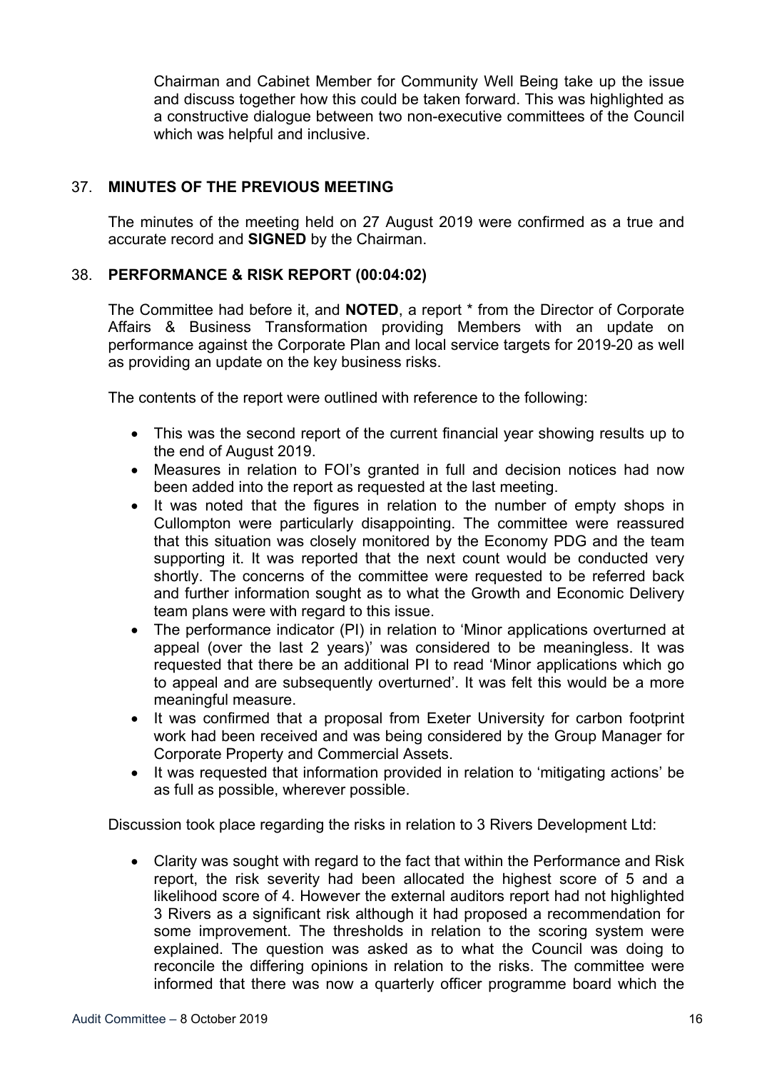Chairman and Cabinet Member for Community Well Being take up the issue and discuss together how this could be taken forward. This was highlighted as a constructive dialogue between two non-executive committees of the Council which was helpful and inclusive.

### 37. MINUTES OF THE PREVIOUS MEETING

The minutes of the meeting held on 27 August 2019 were confirmed as a true and accurate record and **SIGNED** by the Chairman.

### 38. PERFORMANCE & RISK REPORT (00:04:02)

The Committee had before it, and **NOTED**, a report * from the Director of Corporate Affairs & Business Transformation providing Members with an update on performance against the Corporate Plan and local service targets for 2019-20 as well as providing an update on the key business risks.

The contents of the report were outlined with reference to the following:

- This was the second report of the current financial year showing results up to the end of August 2019.
- Measures in relation to FOI's granted in full and decision notices had now been added into the report as requested at the last meeting.
- It was noted that the figures in relation to the number of empty shops in Cullompton were particularly disappointing. The committee were reassured that this situation was closely monitored by the Economy PDG and the team supporting it. It was reported that the next count would be conducted very shortly. The concerns of the committee were requested to be referred back and further information sought as to what the Growth and Economic Delivery team plans were with regard to this issue.
- The performance indicator (PI) in relation to 'Minor applications overturned at appeal (over the last 2 years)' was considered to be meaningless. It was requested that there be an additional PI to read 'Minor applications which go to appeal and are subsequently overturned'. It was felt this would be a more meaningful measure.
- It was confirmed that a proposal from Exeter University for carbon footprint work had been received and was being considered by the Group Manager for Corporate Property and Commercial Assets.
- It was requested that information provided in relation to 'mitigating actions' be as full as possible, wherever possible.

Discussion took place regarding the risks in relation to 3 Rivers Development Ltd:

- Clarity was sought with regard to the fact that within the Performance and Risk report, the risk severity had been allocated the highest score of 5 and a likelihood score of 4. However the external auditors report had not highlighted 3 Rivers as a significant risk although it had proposed a recommendation for some improvement. The thresholds in relation to the scoring system were explained. The question was asked as to what the Council was doing to reconcile the differing opinions in relation to the risks. The committee were informed that there was now a quarterly officer programme board which the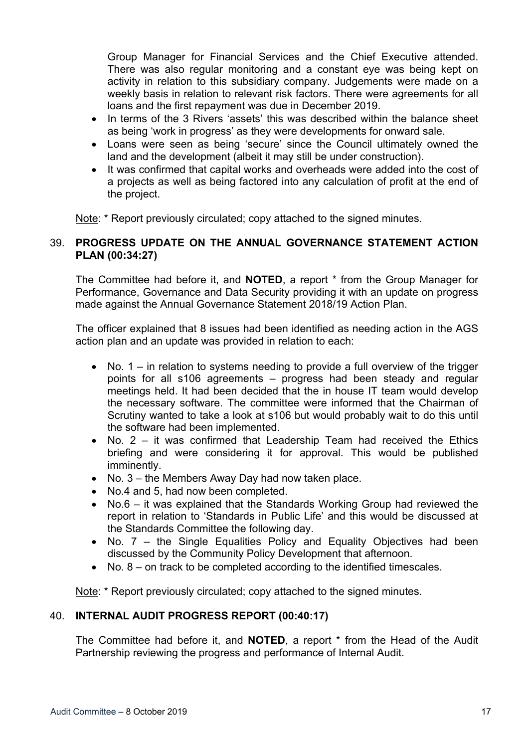Group Manager for Financial Services and the Chief Executive attended. There was also regular monitoring and a constant eye was being kept on activity in relation to this subsidiary company. Judgements were made on a weekly basis in relation to relevant risk factors. There were agreements for all loans and the first repayment was due in December 2019.

- In terms of the 3 Rivers 'assets' this was described within the balance sheet as being 'work in progress' as they were developments for onward sale.
- Loans were seen as being 'secure' since the Council ultimately owned the land and the development (albeit it may still be under construction).
- It was confirmed that capital works and overheads were added into the cost of a projects as well as being factored into any calculation of profit at the end of the project.

Note: * Report previously circulated; copy attached to the signed minutes.

## 39. PROGRESS UPDATE ON THE ANNUAL GOVERNANCE STATEMENT ACTION PLAN (00:34:27)

The Committee had before it, and **NOTED**, a report * from the Group Manager for Performance, Governance and Data Security providing it with an update on progress made against the Annual Governance Statement 2018/19 Action Plan.

The officer explained that 8 issues had been identified as needing action in the AGS action plan and an update was provided in relation to each:

- No. 1 – in relation to systems needing to provide a full overview of the trigger points for all s106 agreements – progress had been steady and regular meetings held. It had been decided that the in house IT team would develop the necessary software. The committee were informed that the Chairman of Scrutiny wanted to take a look at s106 but would probably wait to do this until the software had been implemented.
- No. 2 – it was confirmed that Leadership Team had received the Ethics briefing and were considering it for approval. This would be published imminently.
- No. 3 – the Members Away Day had now taken place.
- No.4 and 5, had now been completed.
- No.6 – it was explained that the Standards Working Group had reviewed the report in relation to 'Standards in Public Life' and this would be discussed at the Standards Committee the following day.
- No. 7 – the Single Equalities Policy and Equality Objectives had been discussed by the Community Policy Development that afternoon.
- No. 8 – on track to be completed according to the identified timescales.

Note: * Report previously circulated; copy attached to the signed minutes.

## 40. INTERNAL AUDIT PROGRESS REPORT (00:40:17)

The Committee had before it, and **NOTED**, a report * from the Head of the Audit Partnership reviewing the progress and performance of Internal Audit.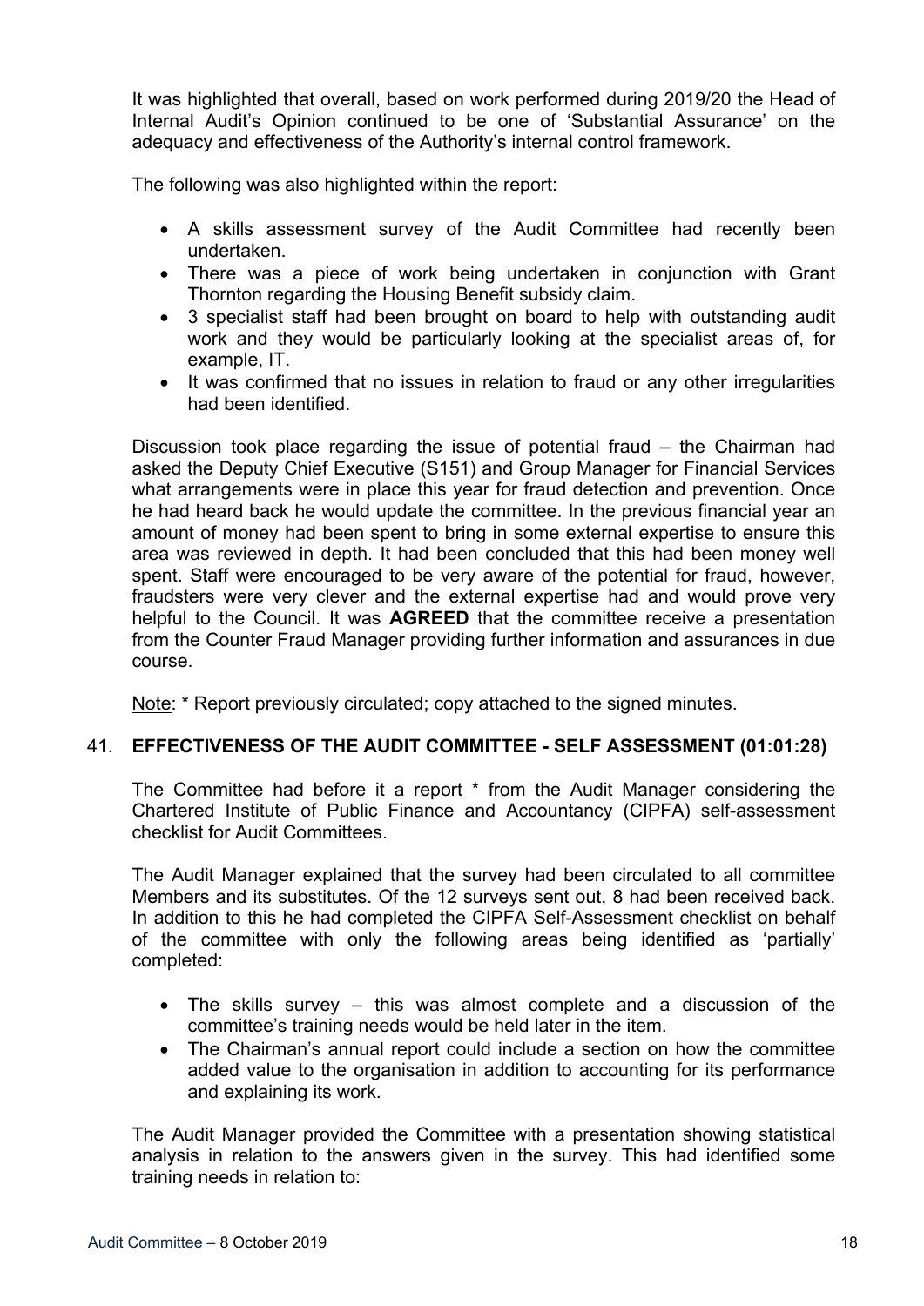It was highlighted that overall, based on work performed during 2019/20 the Head of Internal Audit's Opinion continued to be one of 'Substantial Assurance' on the adequacy and effectiveness of the Authority's internal control framework.

The following was also highlighted within the report:

- A skills assessment survey of the Audit Committee had recently been undertaken.
- There was a piece of work being undertaken in conjunction with Grant Thornton regarding the Housing Benefit subsidy claim.
- 3 specialist staff had been brought on board to help with outstanding audit work and they would be particularly looking at the specialist areas of, for example, IT.
- It was confirmed that no issues in relation to fraud or any other irregularities had been identified.

Discussion took place regarding the issue of potential fraud – the Chairman had asked the Deputy Chief Executive (S151) and Group Manager for Financial Services what arrangements were in place this year for fraud detection and prevention. Once he had heard back he would update the committee. In the previous financial year an amount of money had been spent to bring in some external expertise to ensure this area was reviewed in depth. It had been concluded that this had been money well spent. Staff were encouraged to be very aware of the potential for fraud, however, fraudsters were very clever and the external expertise had and would prove very helpful to the Council. It was **AGREED** that the committee receive a presentation from the Counter Fraud Manager providing further information and assurances in due course.

Note: * Report previously circulated; copy attached to the signed minutes.

## 41. EFFECTIVENESS OF THE AUDIT COMMITTEE - SELF ASSESSMENT (01:01:28)

The Committee had before it a report * from the Audit Manager considering the Chartered Institute of Public Finance and Accountancy (CIPFA) self-assessment checklist for Audit Committees.

The Audit Manager explained that the survey had been circulated to all committee Members and its substitutes. Of the 12 surveys sent out, 8 had been received back. In addition to this he had completed the CIPFA Self-Assessment checklist on behalf of the committee with only the following areas being identified as 'partially' completed:

- The skills survey – this was almost complete and a discussion of the committee's training needs would be held later in the item.
- The Chairman's annual report could include a section on how the committee added value to the organisation in addition to accounting for its performance and explaining its work.

The Audit Manager provided the Committee with a presentation showing statistical analysis in relation to the answers given in the survey. This had identified some training needs in relation to: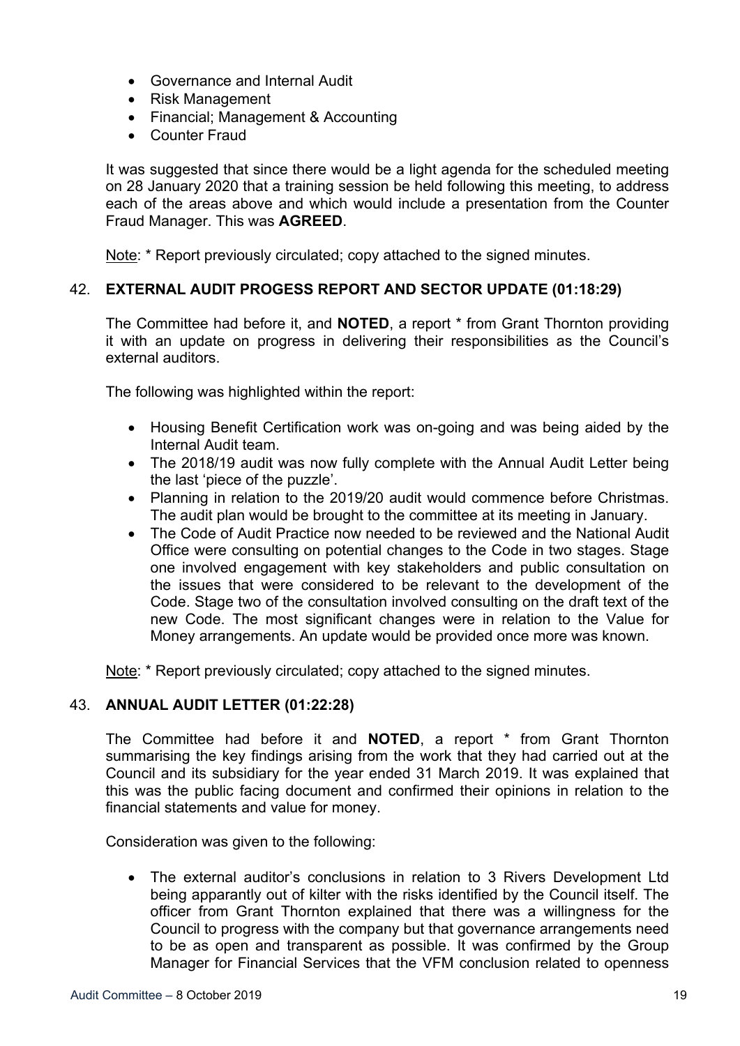- Governance and Internal Audit
- Risk Management
- Financial; Management & Accounting
- Counter Fraud

It was suggested that since there would be a light agenda for the scheduled meeting on 28 January 2020 that a training session be held following this meeting, to address each of the areas above and which would include a presentation from the Counter Fraud Manager. This was **AGREED**.

Note: * Report previously circulated; copy attached to the signed minutes.

## 42. EXTERNAL AUDIT PROGESS REPORT AND SECTOR UPDATE (01:18:29)

The Committee had before it, and **NOTED**, a report * from Grant Thornton providing it with an update on progress in delivering their responsibilities as the Council's external auditors.

The following was highlighted within the report:

- Housing Benefit Certification work was on-going and was being aided by the Internal Audit team.
- The 2018/19 audit was now fully complete with the Annual Audit Letter being the last 'piece of the puzzle'.
- Planning in relation to the 2019/20 audit would commence before Christmas. The audit plan would be brought to the committee at its meeting in January.
- The Code of Audit Practice now needed to be reviewed and the National Audit Office were consulting on potential changes to the Code in two stages. Stage one involved engagement with key stakeholders and public consultation on the issues that were considered to be relevant to the development of the Code. Stage two of the consultation involved consulting on the draft text of the new Code. The most significant changes were in relation to the Value for Money arrangements. An update would be provided once more was known.

Note: * Report previously circulated; copy attached to the signed minutes.

## 43. ANNUAL AUDIT LETTER (01:22:28)

The Committee had before it and **NOTED**, a report * from Grant Thornton summarising the key findings arising from the work that they had carried out at the Council and its subsidiary for the year ended 31 March 2019. It was explained that this was the public facing document and confirmed their opinions in relation to the financial statements and value for money.

Consideration was given to the following:

- The external auditor's conclusions in relation to 3 Rivers Development Ltd being apparently out of kilter with the risks identified by the Council itself. The officer from Grant Thornton explained that there was a willingness for the Council to progress with the company but that governance arrangements need to be as open and transparent as possible. It was confirmed by the Group Manager for Financial Services that the VFM conclusion related to openness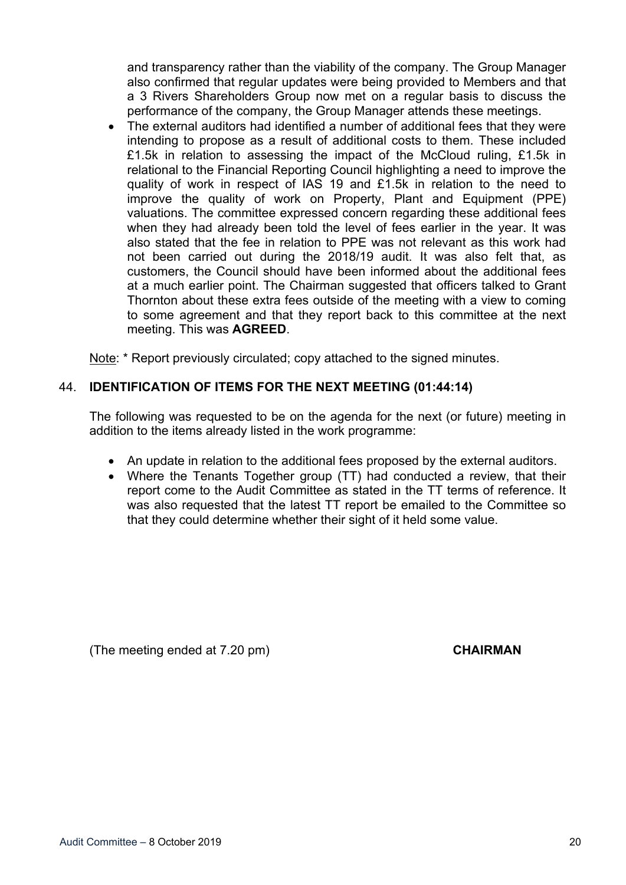and transparency rather than the viability of the company. The Group Manager also confirmed that regular updates were being provided to Members and that a 3 Rivers Shareholders Group now met on a regular basis to discuss the performance of the company, the Group Manager attends these meetings.

- The external auditors had identified a number of additional fees that they were intending to propose as a result of additional costs to them. These included £1.5k in relation to assessing the impact of the McCloud ruling, £1.5k in relational to the Financial Reporting Council highlighting a need to improve the quality of work in respect of IAS 19 and £1.5k in relation to the need to improve the quality of work on Property, Plant and Equipment (PPE) valuations. The committee expressed concern regarding these additional fees when they had already been told the level of fees earlier in the year. It was also stated that the fee in relation to PPE was not relevant as this work had not been carried out during the 2018/19 audit. It was also felt that, as customers, the Council should have been informed about the additional fees at a much earlier point. The Chairman suggested that officers talked to Grant Thornton about these extra fees outside of the meeting with a view to coming to some agreement and that they report back to this committee at the next meeting. This was **AGREED**.

<u>Note</u>: * Report previously circulated; copy attached to the signed minutes.

## 44. IDENTIFICATION OF ITEMS FOR THE NEXT MEETING (01:44:14)

The following was requested to be on the agenda for the next (or future) meeting in addition to the items already listed in the work programme:

- An update in relation to the additional fees proposed by the external auditors.
- Where the Tenants Together group (TT) had conducted a review, that their report come to the Audit Committee as stated in the TT terms of reference. It was also requested that the latest TT report be emailed to the Committee so that they could determine whether their sight of it held some value.

(The meeting ended at 7.20 pm) **CHAIRMAN**